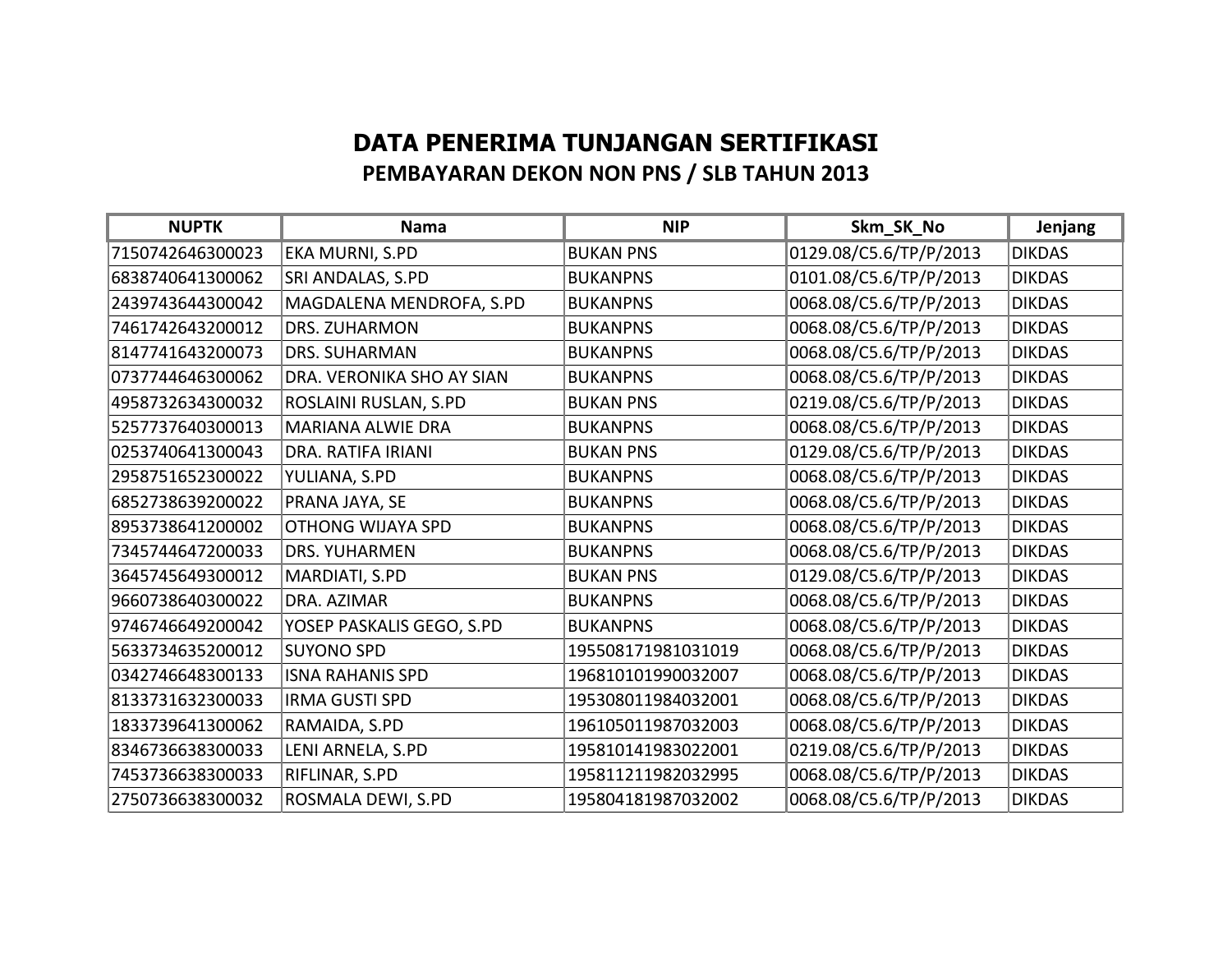# DATA PENERIMA TUNJANGAN SERTIFIKASI

## PEMBAYARAN DEKON NON PNS / SLB TAHUN 2013

| NUPTK | Nama | NIP | Skm_SK_No | Jenjang |
|---|---|---|---|---|
| 7150742646300023 | EKA MURNI, S.PD | BUKAN PNS | 0129.08/C5.6/TP/P/2013 | DIKDAS |
| 6838740641300062 | SRI ANDALAS, S.PD | BUKANPNS | 0101.08/C5.6/TP/P/2013 | DIKDAS |
| 2439743644300042 | MAGDALENA MENDROFA, S.PD | BUKANPNS | 0068.08/C5.6/TP/P/2013 | DIKDAS |
| 7461742643200012 | DRS. ZUHARMON | BUKANPNS | 0068.08/C5.6/TP/P/2013 | DIKDAS |
| 8147741643200073 | DRS. SUHARMAN | BUKANPNS | 0068.08/C5.6/TP/P/2013 | DIKDAS |
| 0737744646300062 | DRA. VERONIKA SHO AY SIAN | BUKANPNS | 0068.08/C5.6/TP/P/2013 | DIKDAS |
| 4958732634300032 | ROSLAINI RUSLAN, S.PD | BUKAN PNS | 0219.08/C5.6/TP/P/2013 | DIKDAS |
| 5257737640300013 | MARIANA ALWIE DRA | BUKANPNS | 0068.08/C5.6/TP/P/2013 | DIKDAS |
| 0253740641300043 | DRA. RATIFA IRIANI | BUKAN PNS | 0129.08/C5.6/TP/P/2013 | DIKDAS |
| 2958751652300022 | YULIANA, S.PD | BUKANPNS | 0068.08/C5.6/TP/P/2013 | DIKDAS |
| 6852738639200022 | PRANA JAYA, SE | BUKANPNS | 0068.08/C5.6/TP/P/2013 | DIKDAS |
| 8953738641200002 | OTHONG WIJAYA SPD | BUKANPNS | 0068.08/C5.6/TP/P/2013 | DIKDAS |
| 7345744647200033 | DRS. YUHARMEN | BUKANPNS | 0068.08/C5.6/TP/P/2013 | DIKDAS |
| 3645745649300012 | MARDIATI, S.PD | BUKAN PNS | 0129.08/C5.6/TP/P/2013 | DIKDAS |
| 9660738640300022 | DRA. AZIMAR | BUKANPNS | 0068.08/C5.6/TP/P/2013 | DIKDAS |
| 9746746649200042 | YOSEP PASKALIS GEGO, S.PD | BUKANPNS | 0068.08/C5.6/TP/P/2013 | DIKDAS |
| 5633734635200012 | SUYONO SPD | 195508171981031019 | 0068.08/C5.6/TP/P/2013 | DIKDAS |
| 0342746648300133 | ISNA RAHANIS SPD | 196810101990032007 | 0068.08/C5.6/TP/P/2013 | DIKDAS |
| 8133731632300033 | IRMA GUSTI SPD | 195308011984032001 | 0068.08/C5.6/TP/P/2013 | DIKDAS |
| 1833739641300062 | RAMAIDA, S.PD | 196105011987032003 | 0068.08/C5.6/TP/P/2013 | DIKDAS |
| 8346736638300033 | LENI ARNELA, S.PD | 195810141983022001 | 0219.08/C5.6/TP/P/2013 | DIKDAS |
| 7453736638300033 | RIFLINAR, S.PD | 195811211982032995 | 0068.08/C5.6/TP/P/2013 | DIKDAS |
| 2750736638300032 | ROSMALA DEWI, S.PD | 195804181987032002 | 0068.08/C5.6/TP/P/2013 | DIKDAS |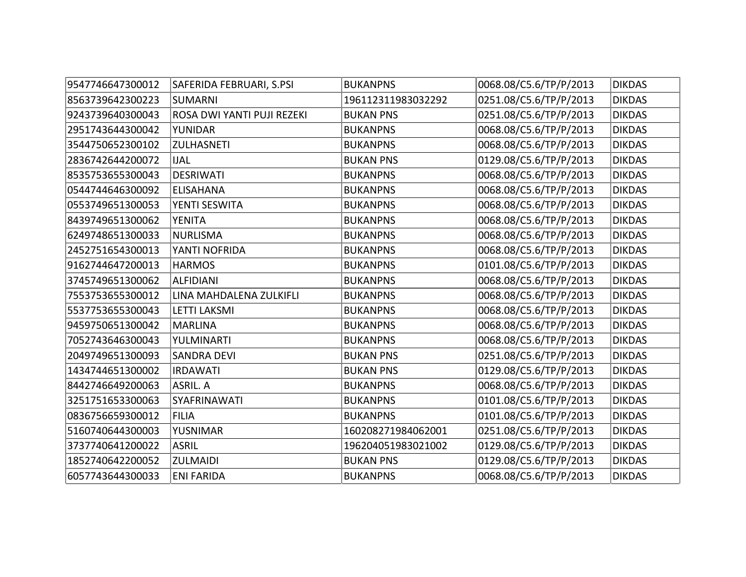| | | | | |
|---|---|---|---|---|
| 9547746647300012 | SAFERIDA FEBRUARI, S.PSI | BUKANPNS | 0068.08/C5.6/TP/P/2013 | DIKDAS |
| 8563739642300223 | SUMARNI | 196112311983032292 | 0251.08/C5.6/TP/P/2013 | DIKDAS |
| 9243739640300043 | ROSA DWI YANTI PUJI REZEKI | BUKAN PNS | 0251.08/C5.6/TP/P/2013 | DIKDAS |
| 2951743644300042 | YUNIDAR | BUKANPNS | 0068.08/C5.6/TP/P/2013 | DIKDAS |
| 3544750652300102 | ZULHASNETI | BUKANPNS | 0068.08/C5.6/TP/P/2013 | DIKDAS |
| 2836742644200072 | IJAL | BUKAN PNS | 0129.08/C5.6/TP/P/2013 | DIKDAS |
| 8535753655300043 | DESRIWATI | BUKANPNS | 0068.08/C5.6/TP/P/2013 | DIKDAS |
| 0544744646300092 | ELISAHANA | BUKANPNS | 0068.08/C5.6/TP/P/2013 | DIKDAS |
| 0553749651300053 | YENTI SESWITA | BUKANPNS | 0068.08/C5.6/TP/P/2013 | DIKDAS |
| 8439749651300062 | YENITA | BUKANPNS | 0068.08/C5.6/TP/P/2013 | DIKDAS |
| 6249748651300033 | NURLISMA | BUKANPNS | 0068.08/C5.6/TP/P/2013 | DIKDAS |
| 2452751654300013 | YANTI NOFRIDA | BUKANPNS | 0068.08/C5.6/TP/P/2013 | DIKDAS |
| 9162744647200013 | HARMOS | BUKANPNS | 0101.08/C5.6/TP/P/2013 | DIKDAS |
| 3745749651300062 | ALFIDIANI | BUKANPNS | 0068.08/C5.6/TP/P/2013 | DIKDAS |
| 7553753655300012 | LINA MAHDALENA ZULKIFLI | BUKANPNS | 0068.08/C5.6/TP/P/2013 | DIKDAS |
| 5537753655300043 | LETTI LAKSMI | BUKANPNS | 0068.08/C5.6/TP/P/2013 | DIKDAS |
| 9459750651300042 | MARLINA | BUKANPNS | 0068.08/C5.6/TP/P/2013 | DIKDAS |
| 7052743646300043 | YULMINARTI | BUKANPNS | 0068.08/C5.6/TP/P/2013 | DIKDAS |
| 2049749651300093 | SANDRA DEVI | BUKAN PNS | 0251.08/C5.6/TP/P/2013 | DIKDAS |
| 1434744651300002 | IRDAWATI | BUKAN PNS | 0129.08/C5.6/TP/P/2013 | DIKDAS |
| 8442746649200063 | ASRIL. A | BUKANPNS | 0068.08/C5.6/TP/P/2013 | DIKDAS |
| 3251751653300063 | SYAFRINAWATI | BUKANPNS | 0101.08/C5.6/TP/P/2013 | DIKDAS |
| 0836756659300012 | FILIA | BUKANPNS | 0101.08/C5.6/TP/P/2013 | DIKDAS |
| 5160740644300003 | YUSNIMAR | 160208271984062001 | 0251.08/C5.6/TP/P/2013 | DIKDAS |
| 3737740641200022 | ASRIL | 196204051983021002 | 0129.08/C5.6/TP/P/2013 | DIKDAS |
| 1852740642200052 | ZULMAIDI | BUKAN PNS | 0129.08/C5.6/TP/P/2013 | DIKDAS |
| 6057743644300033 | ENI FARIDA | BUKANPNS | 0068.08/C5.6/TP/P/2013 | DIKDAS |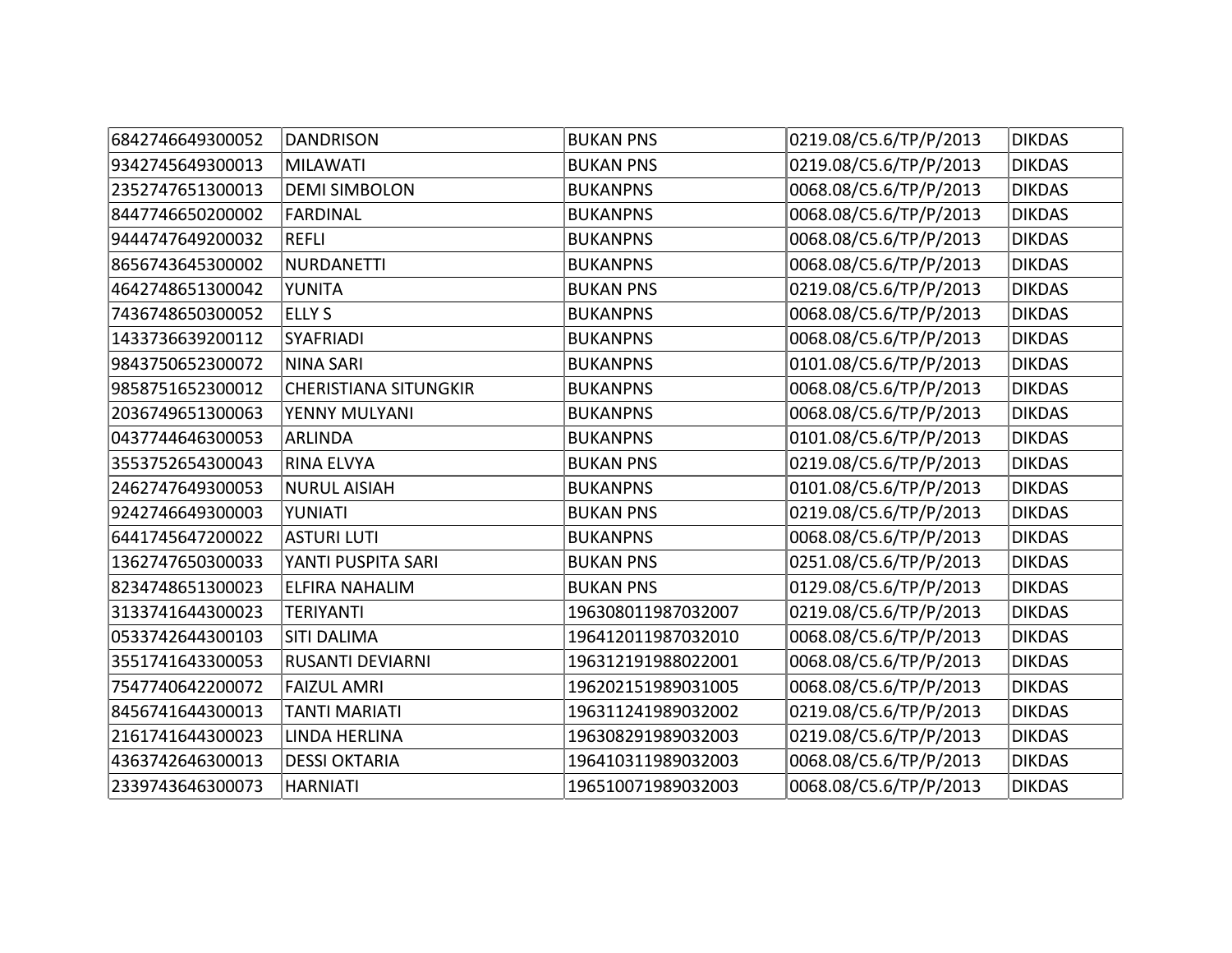| | | | | |
|---|---|---|---|---|
| 6842746649300052 | DANDRISON | BUKAN PNS | 0219.08/C5.6/TP/P/2013 | DIKDAS |
| 9342745649300013 | MILAWATI | BUKAN PNS | 0219.08/C5.6/TP/P/2013 | DIKDAS |
| 2352747651300013 | DEMI SIMBOLON | BUKANPNS | 0068.08/C5.6/TP/P/2013 | DIKDAS |
| 8447746650200002 | FARDINAL | BUKANPNS | 0068.08/C5.6/TP/P/2013 | DIKDAS |
| 9444747649200032 | REFLI | BUKANPNS | 0068.08/C5.6/TP/P/2013 | DIKDAS |
| 8656743645300002 | NURDANETTI | BUKANPNS | 0068.08/C5.6/TP/P/2013 | DIKDAS |
| 4642748651300042 | YUNITA | BUKAN PNS | 0219.08/C5.6/TP/P/2013 | DIKDAS |
| 7436748650300052 | ELLY S | BUKANPNS | 0068.08/C5.6/TP/P/2013 | DIKDAS |
| 1433736639200112 | SYAFRIADI | BUKANPNS | 0068.08/C5.6/TP/P/2013 | DIKDAS |
| 9843750652300072 | NINA SARI | BUKANPNS | 0101.08/C5.6/TP/P/2013 | DIKDAS |
| 9858751652300012 | CHERISTIANA SITUNGKIR | BUKANPNS | 0068.08/C5.6/TP/P/2013 | DIKDAS |
| 2036749651300063 | YENNY MULYANI | BUKANPNS | 0068.08/C5.6/TP/P/2013 | DIKDAS |
| 0437744646300053 | ARLINDA | BUKANPNS | 0101.08/C5.6/TP/P/2013 | DIKDAS |
| 3553752654300043 | RINA ELVYA | BUKAN PNS | 0219.08/C5.6/TP/P/2013 | DIKDAS |
| 2462747649300053 | NURUL AISIAH | BUKANPNS | 0101.08/C5.6/TP/P/2013 | DIKDAS |
| 9242746649300003 | YUNIATI | BUKAN PNS | 0219.08/C5.6/TP/P/2013 | DIKDAS |
| 6441745647200022 | ASTURI LUTI | BUKANPNS | 0068.08/C5.6/TP/P/2013 | DIKDAS |
| 1362747650300033 | YANTI PUSPITA SARI | BUKAN PNS | 0251.08/C5.6/TP/P/2013 | DIKDAS |
| 8234748651300023 | ELFIRA NAHALIM | BUKAN PNS | 0129.08/C5.6/TP/P/2013 | DIKDAS |
| 3133741644300023 | TERIYANTI | 196308011987032007 | 0219.08/C5.6/TP/P/2013 | DIKDAS |
| 0533742644300103 | SITI DALIMA | 196412011987032010 | 0068.08/C5.6/TP/P/2013 | DIKDAS |
| 3551741643300053 | RUSANTI DEVIARNI | 196312191988022001 | 0068.08/C5.6/TP/P/2013 | DIKDAS |
| 7547740642200072 | FAIZUL AMRI | 196202151989031005 | 0068.08/C5.6/TP/P/2013 | DIKDAS |
| 8456741644300013 | TANTI MARIATI | 196311241989032002 | 0219.08/C5.6/TP/P/2013 | DIKDAS |
| 2161741644300023 | LINDA HERLINA | 196308291989032003 | 0219.08/C5.6/TP/P/2013 | DIKDAS |
| 4363742646300013 | DESSI OKTARIA | 196410311989032003 | 0068.08/C5.6/TP/P/2013 | DIKDAS |
| 2339743646300073 | HARNIATI | 196510071989032003 | 0068.08/C5.6/TP/P/2013 | DIKDAS |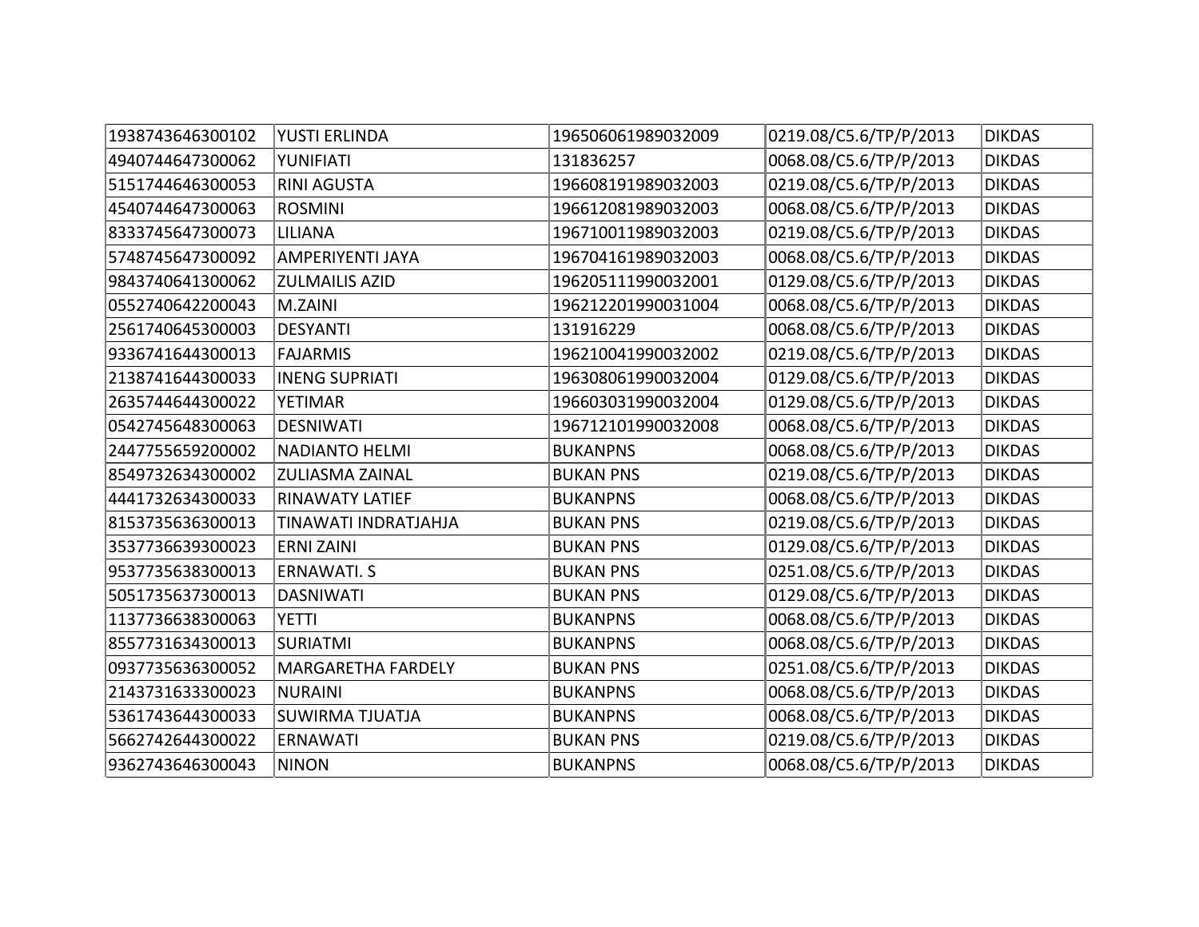| | | | | |
|---|---|---|---|---|
| 1938743646300102 | YUSTI ERLINDA | 196506061989032009 | 0219.08/C5.6/TP/P/2013 | DIKDAS |
| 4940744647300062 | YUNIFIATI | 131836257 | 0068.08/C5.6/TP/P/2013 | DIKDAS |
| 5151744646300053 | RINI AGUSTA | 196608191989032003 | 0219.08/C5.6/TP/P/2013 | DIKDAS |
| 4540744647300063 | ROSMINI | 196612081989032003 | 0068.08/C5.6/TP/P/2013 | DIKDAS |
| 8333745647300073 | LILIANA | 196710011989032003 | 0219.08/C5.6/TP/P/2013 | DIKDAS |
| 5748745647300092 | AMPERIYENTI JAYA | 196704161989032003 | 0068.08/C5.6/TP/P/2013 | DIKDAS |
| 9843740641300062 | ZULMAILIS AZID | 196205111990032001 | 0129.08/C5.6/TP/P/2013 | DIKDAS |
| 0552740642200043 | M.ZAINI | 196212201990031004 | 0068.08/C5.6/TP/P/2013 | DIKDAS |
| 2561740645300003 | DESYANTI | 131916229 | 0068.08/C5.6/TP/P/2013 | DIKDAS |
| 9336741644300013 | FAJARMIS | 196210041990032002 | 0219.08/C5.6/TP/P/2013 | DIKDAS |
| 2138741644300033 | INENG SUPRIATI | 196308061990032004 | 0129.08/C5.6/TP/P/2013 | DIKDAS |
| 2635744644300022 | YETIMAR | 196603031990032004 | 0129.08/C5.6/TP/P/2013 | DIKDAS |
| 0542745648300063 | DESNIWATI | 196712101990032008 | 0068.08/C5.6/TP/P/2013 | DIKDAS |
| 2447755659200002 | NADIANTO HELMI | BUKANPNS | 0068.08/C5.6/TP/P/2013 | DIKDAS |
| 8549732634300002 | ZULIASMA ZAINAL | BUKAN PNS | 0219.08/C5.6/TP/P/2013 | DIKDAS |
| 4441732634300033 | RINAWATY LATIEF | BUKANPNS | 0068.08/C5.6/TP/P/2013 | DIKDAS |
| 8153735636300013 | TINAWATI INDRATJAHJA | BUKAN PNS | 0219.08/C5.6/TP/P/2013 | DIKDAS |
| 3537736639300023 | ERNI ZAINI | BUKAN PNS | 0129.08/C5.6/TP/P/2013 | DIKDAS |
| 9537735638300013 | ERNAWATI. S | BUKAN PNS | 0251.08/C5.6/TP/P/2013 | DIKDAS |
| 5051735637300013 | DASNIWATI | BUKAN PNS | 0129.08/C5.6/TP/P/2013 | DIKDAS |
| 1137736638300063 | YETTI | BUKANPNS | 0068.08/C5.6/TP/P/2013 | DIKDAS |
| 8557731634300013 | SURIATMI | BUKANPNS | 0068.08/C5.6/TP/P/2013 | DIKDAS |
| 0937735636300052 | MARGARETHA FARDELY | BUKAN PNS | 0251.08/C5.6/TP/P/2013 | DIKDAS |
| 2143731633300023 | NURAINI | BUKANPNS | 0068.08/C5.6/TP/P/2013 | DIKDAS |
| 5361743644300033 | SUWIRMA TJUATJA | BUKANPNS | 0068.08/C5.6/TP/P/2013 | DIKDAS |
| 5662742644300022 | ERNAWATI | BUKAN PNS | 0219.08/C5.6/TP/P/2013 | DIKDAS |
| 9362743646300043 | NINON | BUKANPNS | 0068.08/C5.6/TP/P/2013 | DIKDAS |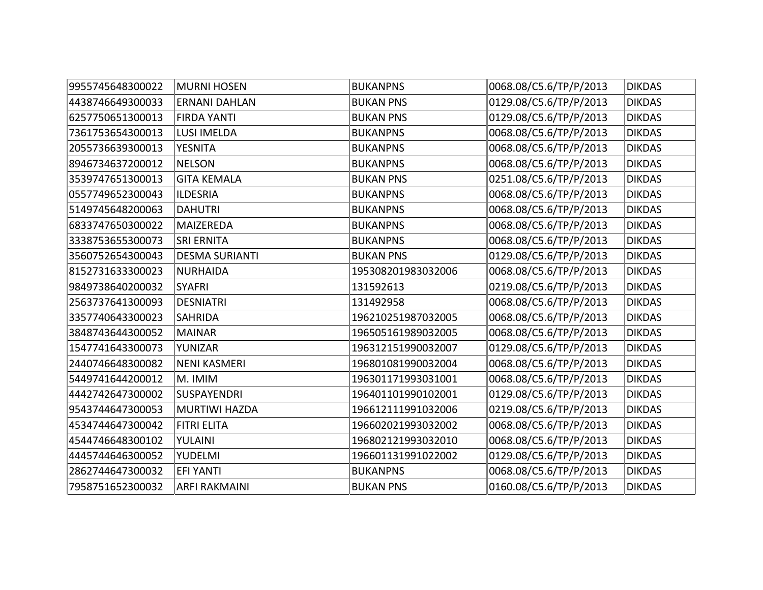| | | | | |
|---|---|---|---|---|
| 9955745648300022 | MURNI HOSEN | BUKANPNS | 0068.08/C5.6/TP/P/2013 | DIKDAS |
| 4438746649300033 | ERNANI DAHLAN | BUKAN PNS | 0129.08/C5.6/TP/P/2013 | DIKDAS |
| 6257750651300013 | FIRDA YANTI | BUKAN PNS | 0129.08/C5.6/TP/P/2013 | DIKDAS |
| 7361753654300013 | LUSI IMELDA | BUKANPNS | 0068.08/C5.6/TP/P/2013 | DIKDAS |
| 2055736639300013 | YESNITA | BUKANPNS | 0068.08/C5.6/TP/P/2013 | DIKDAS |
| 8946734637200012 | NELSON | BUKANPNS | 0068.08/C5.6/TP/P/2013 | DIKDAS |
| 3539747651300013 | GITA KEMALA | BUKAN PNS | 0251.08/C5.6/TP/P/2013 | DIKDAS |
| 0557749652300043 | ILDESRIA | BUKANPNS | 0068.08/C5.6/TP/P/2013 | DIKDAS |
| 5149745648200063 | DAHUTRI | BUKANPNS | 0068.08/C5.6/TP/P/2013 | DIKDAS |
| 6833747650300022 | MAIZEREDA | BUKANPNS | 0068.08/C5.6/TP/P/2013 | DIKDAS |
| 3338753655300073 | SRI ERNITA | BUKANPNS | 0068.08/C5.6/TP/P/2013 | DIKDAS |
| 3560752654300043 | DESMA SURIANTI | BUKAN PNS | 0129.08/C5.6/TP/P/2013 | DIKDAS |
| 8152731633300023 | NURHAIDA | 195308201983032006 | 0068.08/C5.6/TP/P/2013 | DIKDAS |
| 9849738640200032 | SYAFRI | 131592613 | 0219.08/C5.6/TP/P/2013 | DIKDAS |
| 2563737641300093 | DESNIATRI | 131492958 | 0068.08/C5.6/TP/P/2013 | DIKDAS |
| 3357740643300023 | SAHRIDA | 196210251987032005 | 0068.08/C5.6/TP/P/2013 | DIKDAS |
| 3848743644300052 | MAINAR | 196505161989032005 | 0068.08/C5.6/TP/P/2013 | DIKDAS |
| 1547741643300073 | YUNIZAR | 196312151990032007 | 0129.08/C5.6/TP/P/2013 | DIKDAS |
| 2440746648300082 | NENI KASMERI | 196801081990032004 | 0068.08/C5.6/TP/P/2013 | DIKDAS |
| 5449741644200012 | M. IMIM | 196301171993031001 | 0068.08/C5.6/TP/P/2013 | DIKDAS |
| 4442742647300002 | SUSPAYENDRI | 196401101990102001 | 0129.08/C5.6/TP/P/2013 | DIKDAS |
| 9543744647300053 | MURTIWI HAZDA | 196612111991032006 | 0219.08/C5.6/TP/P/2013 | DIKDAS |
| 4534744647300042 | FITRI ELITA | 196602021993032002 | 0068.08/C5.6/TP/P/2013 | DIKDAS |
| 4544746648300102 | YULAINI | 196802121993032010 | 0068.08/C5.6/TP/P/2013 | DIKDAS |
| 4445744646300052 | YUDELMI | 196601131991022002 | 0129.08/C5.6/TP/P/2013 | DIKDAS |
| 2862744647300032 | EFI YANTI | BUKANPNS | 0068.08/C5.6/TP/P/2013 | DIKDAS |
| 7958751652300032 | ARFI RAKMAINI | BUKAN PNS | 0160.08/C5.6/TP/P/2013 | DIKDAS |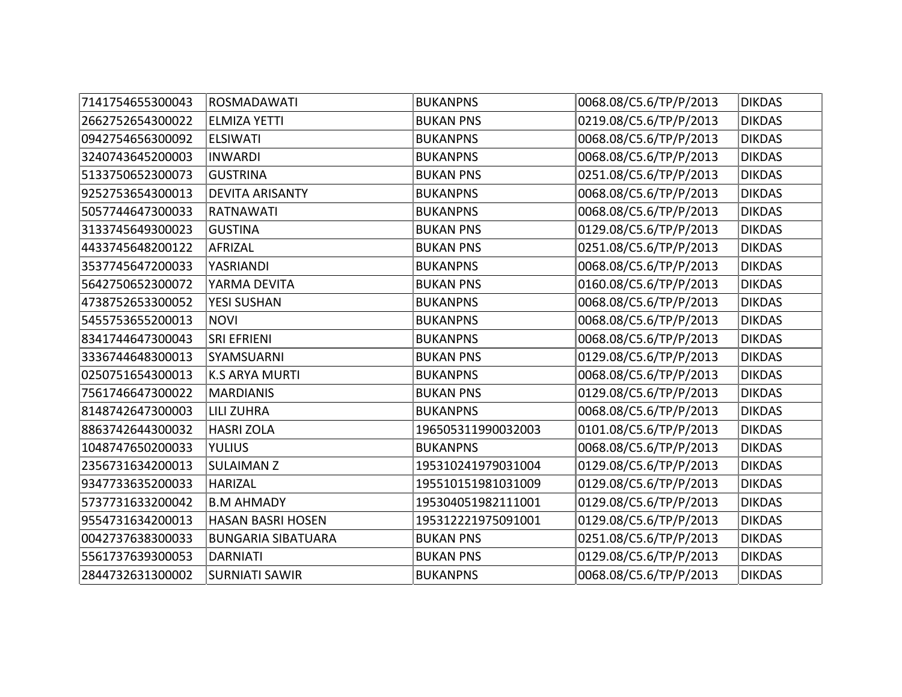| | | | | |
|---|---|---|---|---|
| 7141754655300043 | ROSMADAWATI | BUKANPNS | 0068.08/C5.6/TP/P/2013 | DIKDAS |
| 2662752654300022 | ELMIZA YETTI | BUKAN PNS | 0219.08/C5.6/TP/P/2013 | DIKDAS |
| 0942754656300092 | ELSIWATI | BUKANPNS | 0068.08/C5.6/TP/P/2013 | DIKDAS |
| 3240743645200003 | INWARDI | BUKANPNS | 0068.08/C5.6/TP/P/2013 | DIKDAS |
| 5133750652300073 | GUSTRINA | BUKAN PNS | 0251.08/C5.6/TP/P/2013 | DIKDAS |
| 9252753654300013 | DEVITA ARISANTY | BUKANPNS | 0068.08/C5.6/TP/P/2013 | DIKDAS |
| 5057744647300033 | RATNAWATI | BUKANPNS | 0068.08/C5.6/TP/P/2013 | DIKDAS |
| 3133745649300023 | GUSTINA | BUKAN PNS | 0129.08/C5.6/TP/P/2013 | DIKDAS |
| 4433745648200122 | AFRIZAL | BUKAN PNS | 0251.08/C5.6/TP/P/2013 | DIKDAS |
| 3537745647200033 | YASRIANDI | BUKANPNS | 0068.08/C5.6/TP/P/2013 | DIKDAS |
| 5642750652300072 | YARMA DEVITA | BUKAN PNS | 0160.08/C5.6/TP/P/2013 | DIKDAS |
| 4738752653300052 | YESI SUSHAN | BUKANPNS | 0068.08/C5.6/TP/P/2013 | DIKDAS |
| 5455753655200013 | NOVI | BUKANPNS | 0068.08/C5.6/TP/P/2013 | DIKDAS |
| 8341744647300043 | SRI EFRIENI | BUKANPNS | 0068.08/C5.6/TP/P/2013 | DIKDAS |
| 3336744648300013 | SYAMSUARNI | BUKAN PNS | 0129.08/C5.6/TP/P/2013 | DIKDAS |
| 0250751654300013 | K.S ARYA MURTI | BUKANPNS | 0068.08/C5.6/TP/P/2013 | DIKDAS |
| 7561746647300022 | MARDIANIS | BUKAN PNS | 0129.08/C5.6/TP/P/2013 | DIKDAS |
| 8148742647300003 | LILI ZUHRA | BUKANPNS | 0068.08/C5.6/TP/P/2013 | DIKDAS |
| 8863742644300032 | HASRI ZOLA | 196505311990032003 | 0101.08/C5.6/TP/P/2013 | DIKDAS |
| 1048747650200033 | YULIUS | BUKANPNS | 0068.08/C5.6/TP/P/2013 | DIKDAS |
| 2356731634200013 | SULAIMAN Z | 195310241979031004 | 0129.08/C5.6/TP/P/2013 | DIKDAS |
| 9347733635200033 | HARIZAL | 195510151981031009 | 0129.08/C5.6/TP/P/2013 | DIKDAS |
| 5737731633200042 | B.M AHMADY | 195304051982111001 | 0129.08/C5.6/TP/P/2013 | DIKDAS |
| 9554731634200013 | HASAN BASRI HOSEN | 195312221975091001 | 0129.08/C5.6/TP/P/2013 | DIKDAS |
| 0042737638300033 | BUNGARIA SIBATUARA | BUKAN PNS | 0251.08/C5.6/TP/P/2013 | DIKDAS |
| 5561737639300053 | DARNIATI | BUKAN PNS | 0129.08/C5.6/TP/P/2013 | DIKDAS |
| 2844732631300002 | SURNIATI SAWIR | BUKANPNS | 0068.08/C5.6/TP/P/2013 | DIKDAS |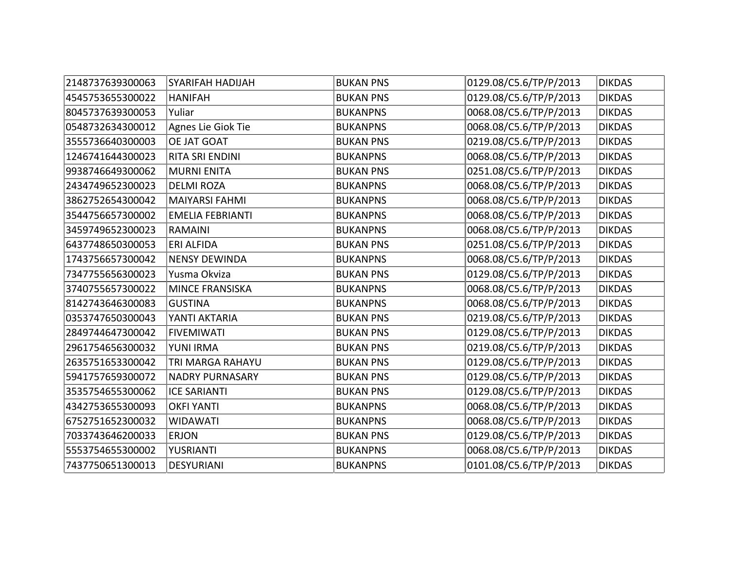| | | | | |
|---|---|---|---|---|
| 2148737639300063 | SYARIFAH HADIJAH | BUKAN PNS | 0129.08/C5.6/TP/P/2013 | DIKDAS |
| 4545753655300022 | HANIFAH | BUKAN PNS | 0129.08/C5.6/TP/P/2013 | DIKDAS |
| 8045737639300053 | Yuliar | BUKANPNS | 0068.08/C5.6/TP/P/2013 | DIKDAS |
| 0548732634300012 | Agnes Lie Giok Tie | BUKANPNS | 0068.08/C5.6/TP/P/2013 | DIKDAS |
| 3555736640300003 | OE JAT GOAT | BUKAN PNS | 0219.08/C5.6/TP/P/2013 | DIKDAS |
| 1246741644300023 | RITA SRI ENDINI | BUKANPNS | 0068.08/C5.6/TP/P/2013 | DIKDAS |
| 9938746649300062 | MURNI ENITA | BUKAN PNS | 0251.08/C5.6/TP/P/2013 | DIKDAS |
| 2434749652300023 | DELMI ROZA | BUKANPNS | 0068.08/C5.6/TP/P/2013 | DIKDAS |
| 3862752654300042 | MAIYARSI FAHMI | BUKANPNS | 0068.08/C5.6/TP/P/2013 | DIKDAS |
| 3544756657300002 | EMELIA FEBRIANTI | BUKANPNS | 0068.08/C5.6/TP/P/2013 | DIKDAS |
| 3459749652300023 | RAMAINI | BUKANPNS | 0068.08/C5.6/TP/P/2013 | DIKDAS |
| 6437748650300053 | ERI ALFIDA | BUKAN PNS | 0251.08/C5.6/TP/P/2013 | DIKDAS |
| 1743756657300042 | NENSY DEWINDA | BUKANPNS | 0068.08/C5.6/TP/P/2013 | DIKDAS |
| 7347755656300023 | Yusma Okviza | BUKAN PNS | 0129.08/C5.6/TP/P/2013 | DIKDAS |
| 3740755657300022 | MINCE FRANSISKA | BUKANPNS | 0068.08/C5.6/TP/P/2013 | DIKDAS |
| 8142743646300083 | GUSTINA | BUKANPNS | 0068.08/C5.6/TP/P/2013 | DIKDAS |
| 0353747650300043 | YANTI AKTARIA | BUKAN PNS | 0219.08/C5.6/TP/P/2013 | DIKDAS |
| 2849744647300042 | FIVEMIWATI | BUKAN PNS | 0129.08/C5.6/TP/P/2013 | DIKDAS |
| 2961754656300032 | YUNI IRMA | BUKAN PNS | 0219.08/C5.6/TP/P/2013 | DIKDAS |
| 2635751653300042 | TRI MARGA RAHAYU | BUKAN PNS | 0129.08/C5.6/TP/P/2013 | DIKDAS |
| 5941757659300072 | NADRY PURNASARY | BUKAN PNS | 0129.08/C5.6/TP/P/2013 | DIKDAS |
| 3535754655300062 | ICE SARIANTI | BUKAN PNS | 0129.08/C5.6/TP/P/2013 | DIKDAS |
| 4342753655300093 | OKFI YANTI | BUKANPNS | 0068.08/C5.6/TP/P/2013 | DIKDAS |
| 6752751652300032 | WIDAWATI | BUKANPNS | 0068.08/C5.6/TP/P/2013 | DIKDAS |
| 7033743646200033 | ERJON | BUKAN PNS | 0129.08/C5.6/TP/P/2013 | DIKDAS |
| 5553754655300002 | YUSRIANTI | BUKANPNS | 0068.08/C5.6/TP/P/2013 | DIKDAS |
| 7437750651300013 | DESYURIANI | BUKANPNS | 0101.08/C5.6/TP/P/2013 | DIKDAS |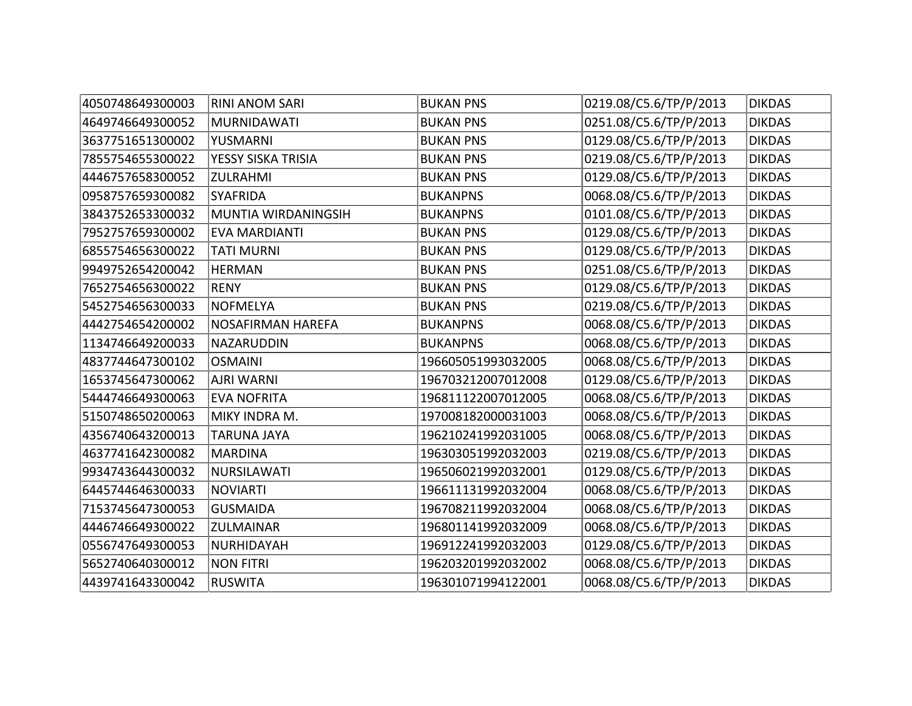| | | | | |
|---|---|---|---|---|
| 4050748649300003 | RINI ANOM SARI | BUKAN PNS | 0219.08/C5.6/TP/P/2013 | DIKDAS |
| 4649746649300052 | MURNIDAWATI | BUKAN PNS | 0251.08/C5.6/TP/P/2013 | DIKDAS |
| 3637751651300002 | YUSMARNI | BUKAN PNS | 0129.08/C5.6/TP/P/2013 | DIKDAS |
| 7855754655300022 | YESSY SISKA TRISIA | BUKAN PNS | 0219.08/C5.6/TP/P/2013 | DIKDAS |
| 4446757658300052 | ZULRAHMI | BUKAN PNS | 0129.08/C5.6/TP/P/2013 | DIKDAS |
| 0958757659300082 | SYAFRIDA | BUKANPNS | 0068.08/C5.6/TP/P/2013 | DIKDAS |
| 3843752653300032 | MUNTIA WIRDANINGSIH | BUKANPNS | 0101.08/C5.6/TP/P/2013 | DIKDAS |
| 7952757659300002 | EVA MARDIANTI | BUKAN PNS | 0129.08/C5.6/TP/P/2013 | DIKDAS |
| 6855754656300022 | TATI MURNI | BUKAN PNS | 0129.08/C5.6/TP/P/2013 | DIKDAS |
| 9949752654200042 | HERMAN | BUKAN PNS | 0251.08/C5.6/TP/P/2013 | DIKDAS |
| 7652754656300022 | RENY | BUKAN PNS | 0129.08/C5.6/TP/P/2013 | DIKDAS |
| 5452754656300033 | NOFMELYA | BUKAN PNS | 0219.08/C5.6/TP/P/2013 | DIKDAS |
| 4442754654200002 | NOSAFIRMAN HAREFA | BUKANPNS | 0068.08/C5.6/TP/P/2013 | DIKDAS |
| 1134746649200033 | NAZARUDDIN | BUKANPNS | 0068.08/C5.6/TP/P/2013 | DIKDAS |
| 4837744647300102 | OSMAINI | 196605051993032005 | 0068.08/C5.6/TP/P/2013 | DIKDAS |
| 1653745647300062 | AJRI WARNI | 196703212007012008 | 0129.08/C5.6/TP/P/2013 | DIKDAS |
| 5444746649300063 | EVA NOFRITA | 196811122007012005 | 0068.08/C5.6/TP/P/2013 | DIKDAS |
| 5150748650200063 | MIKY INDRA M. | 197008182000031003 | 0068.08/C5.6/TP/P/2013 | DIKDAS |
| 4356740643200013 | TARUNA JAYA | 196210241992031005 | 0068.08/C5.6/TP/P/2013 | DIKDAS |
| 4637741642300082 | MARDINA | 196303051992032003 | 0219.08/C5.6/TP/P/2013 | DIKDAS |
| 9934743644300032 | NURSILAWATI | 196506021992032001 | 0129.08/C5.6/TP/P/2013 | DIKDAS |
| 6445744646300033 | NOVIARTI | 196611131992032004 | 0068.08/C5.6/TP/P/2013 | DIKDAS |
| 7153745647300053 | GUSMAIDA | 196708211992032004 | 0068.08/C5.6/TP/P/2013 | DIKDAS |
| 4446746649300022 | ZULMAINAR | 196801141992032009 | 0068.08/C5.6/TP/P/2013 | DIKDAS |
| 0556747649300053 | NURHIDAYAH | 196912241992032003 | 0129.08/C5.6/TP/P/2013 | DIKDAS |
| 5652740640300012 | NON FITRI | 196203201992032002 | 0068.08/C5.6/TP/P/2013 | DIKDAS |
| 4439741643300042 | RUSWITA | 196301071994122001 | 0068.08/C5.6/TP/P/2013 | DIKDAS |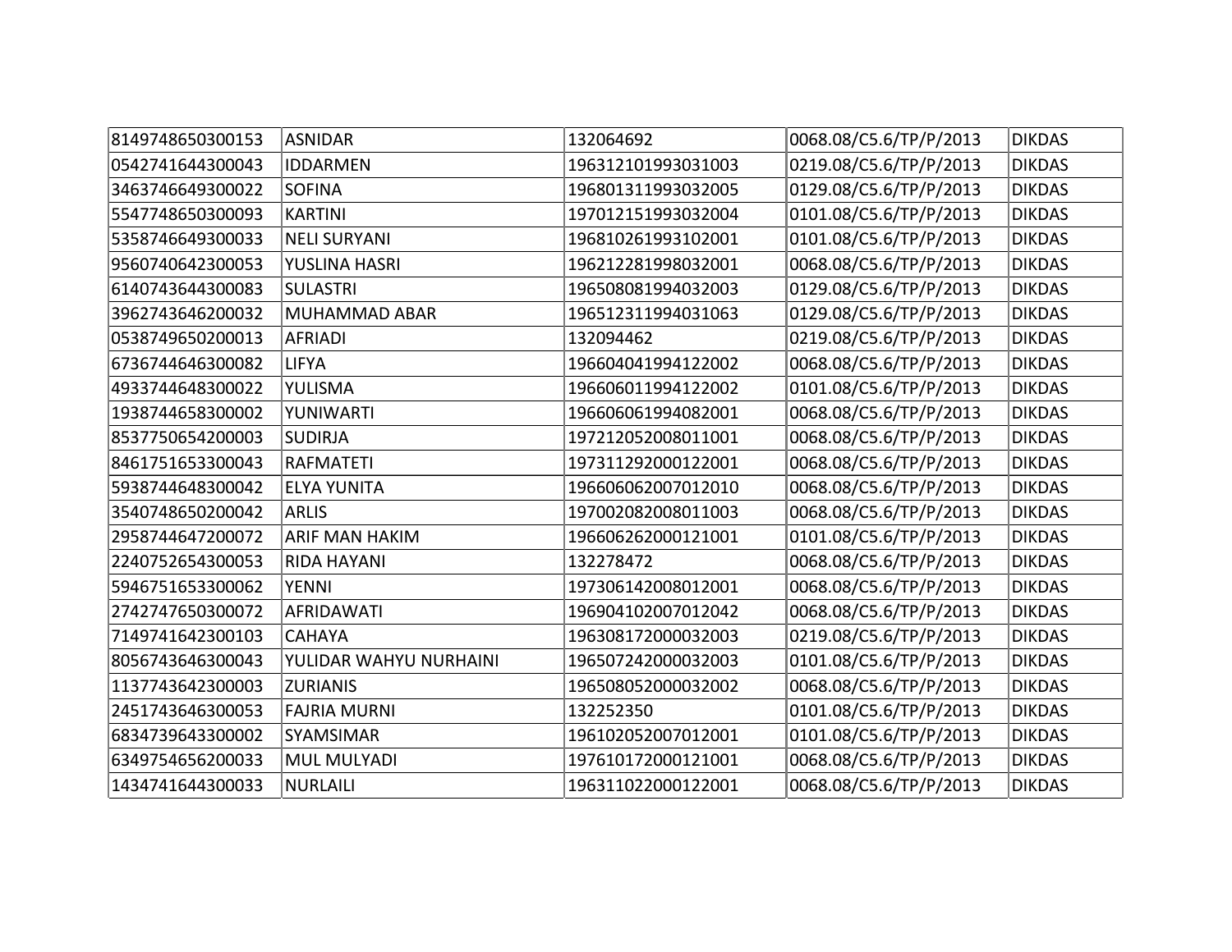| | | | | |
|---|---|---|---|---|
| 8149748650300153 | ASNIDAR | 132064692 | 0068.08/C5.6/TP/P/2013 | DIKDAS |
| 0542741644300043 | IDDARMEN | 196312101993031003 | 0219.08/C5.6/TP/P/2013 | DIKDAS |
| 3463746649300022 | SOFINA | 196801311993032005 | 0129.08/C5.6/TP/P/2013 | DIKDAS |
| 5547748650300093 | KARTINI | 197012151993032004 | 0101.08/C5.6/TP/P/2013 | DIKDAS |
| 5358746649300033 | NELI SURYANI | 196810261993102001 | 0101.08/C5.6/TP/P/2013 | DIKDAS |
| 9560740642300053 | YUSLINA HASRI | 196212281998032001 | 0068.08/C5.6/TP/P/2013 | DIKDAS |
| 6140743644300083 | SULASTRI | 196508081994032003 | 0129.08/C5.6/TP/P/2013 | DIKDAS |
| 3962743646200032 | MUHAMMAD ABAR | 196512311994031063 | 0129.08/C5.6/TP/P/2013 | DIKDAS |
| 0538749650200013 | AFRIADI | 132094462 | 0219.08/C5.6/TP/P/2013 | DIKDAS |
| 6736744646300082 | LIFYA | 196604041994122002 | 0068.08/C5.6/TP/P/2013 | DIKDAS |
| 4933744648300022 | YULISMA | 196606011994122002 | 0101.08/C5.6/TP/P/2013 | DIKDAS |
| 1938744658300002 | YUNIWARTI | 196606061994082001 | 0068.08/C5.6/TP/P/2013 | DIKDAS |
| 8537750654200003 | SUDIRJA | 197212052008011001 | 0068.08/C5.6/TP/P/2013 | DIKDAS |
| 8461751653300043 | RAFMATETI | 197311292000122001 | 0068.08/C5.6/TP/P/2013 | DIKDAS |
| 5938744648300042 | ELYA YUNITA | 196606062007012010 | 0068.08/C5.6/TP/P/2013 | DIKDAS |
| 3540748650200042 | ARLIS | 197002082008011003 | 0068.08/C5.6/TP/P/2013 | DIKDAS |
| 2958744647200072 | ARIF MAN HAKIM | 196606262000121001 | 0101.08/C5.6/TP/P/2013 | DIKDAS |
| 2240752654300053 | RIDA HAYANI | 132278472 | 0068.08/C5.6/TP/P/2013 | DIKDAS |
| 5946751653300062 | YENNI | 197306142008012001 | 0068.08/C5.6/TP/P/2013 | DIKDAS |
| 2742747650300072 | AFRIDAWATI | 196904102007012042 | 0068.08/C5.6/TP/P/2013 | DIKDAS |
| 7149741642300103 | CAHAYA | 196308172000032003 | 0219.08/C5.6/TP/P/2013 | DIKDAS |
| 8056743646300043 | YULIDAR WAHYU NURHAINI | 196507242000032003 | 0101.08/C5.6/TP/P/2013 | DIKDAS |
| 1137743642300003 | ZURIANIS | 196508052000032002 | 0068.08/C5.6/TP/P/2013 | DIKDAS |
| 2451743646300053 | FAJRIA MURNI | 132252350 | 0101.08/C5.6/TP/P/2013 | DIKDAS |
| 6834739643300002 | SYAMSIMAR | 196102052007012001 | 0101.08/C5.6/TP/P/2013 | DIKDAS |
| 6349754656200033 | MUL MULYADI | 197610172000121001 | 0068.08/C5.6/TP/P/2013 | DIKDAS |
| 1434741644300033 | NURLAILI | 196311022000122001 | 0068.08/C5.6/TP/P/2013 | DIKDAS |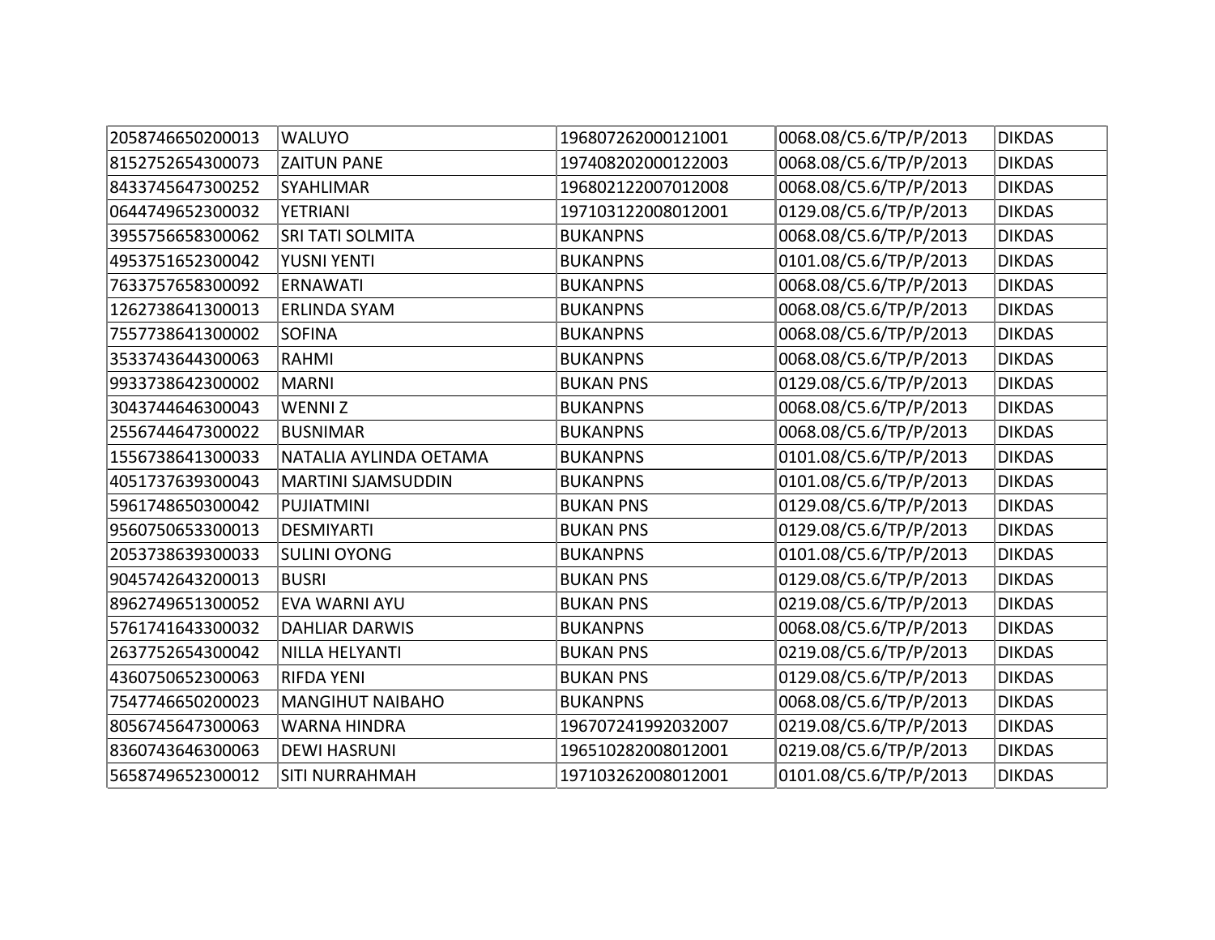| 2058746650200013 | WALUYO | 196807262000121001 | 0068.08/C5.6/TP/P/2013 | DIKDAS |
|---|---|---|---|---|
| 8152752654300073 | ZAITUN PANE | 197408202000122003 | 0068.08/C5.6/TP/P/2013 | DIKDAS |
| 8433745647300252 | SYAHLIMAR | 196802122007012008 | 0068.08/C5.6/TP/P/2013 | DIKDAS |
| 0644749652300032 | YETRIANI | 197103122008012001 | 0129.08/C5.6/TP/P/2013 | DIKDAS |
| 3955756658300062 | SRI TATI SOLMITA | BUKANPNS | 0068.08/C5.6/TP/P/2013 | DIKDAS |
| 4953751652300042 | YUSNI YENTI | BUKANPNS | 0101.08/C5.6/TP/P/2013 | DIKDAS |
| 7633757658300092 | ERNAWATI | BUKANPNS | 0068.08/C5.6/TP/P/2013 | DIKDAS |
| 1262738641300013 | ERLINDA SYAM | BUKANPNS | 0068.08/C5.6/TP/P/2013 | DIKDAS |
| 7557738641300002 | SOFINA | BUKANPNS | 0068.08/C5.6/TP/P/2013 | DIKDAS |
| 3533743644300063 | RAHMI | BUKANPNS | 0068.08/C5.6/TP/P/2013 | DIKDAS |
| 9933738642300002 | MARNI | BUKAN PNS | 0129.08/C5.6/TP/P/2013 | DIKDAS |
| 3043744646300043 | WENNI Z | BUKANPNS | 0068.08/C5.6/TP/P/2013 | DIKDAS |
| 2556744647300022 | BUSNIMAR | BUKANPNS | 0068.08/C5.6/TP/P/2013 | DIKDAS |
| 1556738641300033 | NATALIA AYLINDA OETAMA | BUKANPNS | 0101.08/C5.6/TP/P/2013 | DIKDAS |
| 4051737639300043 | MARTINI SJAMSUDDIN | BUKANPNS | 0101.08/C5.6/TP/P/2013 | DIKDAS |
| 5961748650300042 | PUJIATMINI | BUKAN PNS | 0129.08/C5.6/TP/P/2013 | DIKDAS |
| 9560750653300013 | DESMIYARTI | BUKAN PNS | 0129.08/C5.6/TP/P/2013 | DIKDAS |
| 2053738639300033 | SULINI OYONG | BUKANPNS | 0101.08/C5.6/TP/P/2013 | DIKDAS |
| 9045742643200013 | BUSRI | BUKAN PNS | 0129.08/C5.6/TP/P/2013 | DIKDAS |
| 8962749651300052 | EVA WARNI AYU | BUKAN PNS | 0219.08/C5.6/TP/P/2013 | DIKDAS |
| 5761741643300032 | DAHLIAR DARWIS | BUKANPNS | 0068.08/C5.6/TP/P/2013 | DIKDAS |
| 2637752654300042 | NILLA HELYANTI | BUKAN PNS | 0219.08/C5.6/TP/P/2013 | DIKDAS |
| 4360750652300063 | RIFDA YENI | BUKAN PNS | 0129.08/C5.6/TP/P/2013 | DIKDAS |
| 7547746650200023 | MANGIHUT NAIBAHO | BUKANPNS | 0068.08/C5.6/TP/P/2013 | DIKDAS |
| 8056745647300063 | WARNA HINDRA | 196707241992032007 | 0219.08/C5.6/TP/P/2013 | DIKDAS |
| 8360743646300063 | DEWI HASRUNI | 196510282008012001 | 0219.08/C5.6/TP/P/2013 | DIKDAS |
| 5658749652300012 | SITI NURRAHMAH | 197103262008012001 | 0101.08/C5.6/TP/P/2013 | DIKDAS |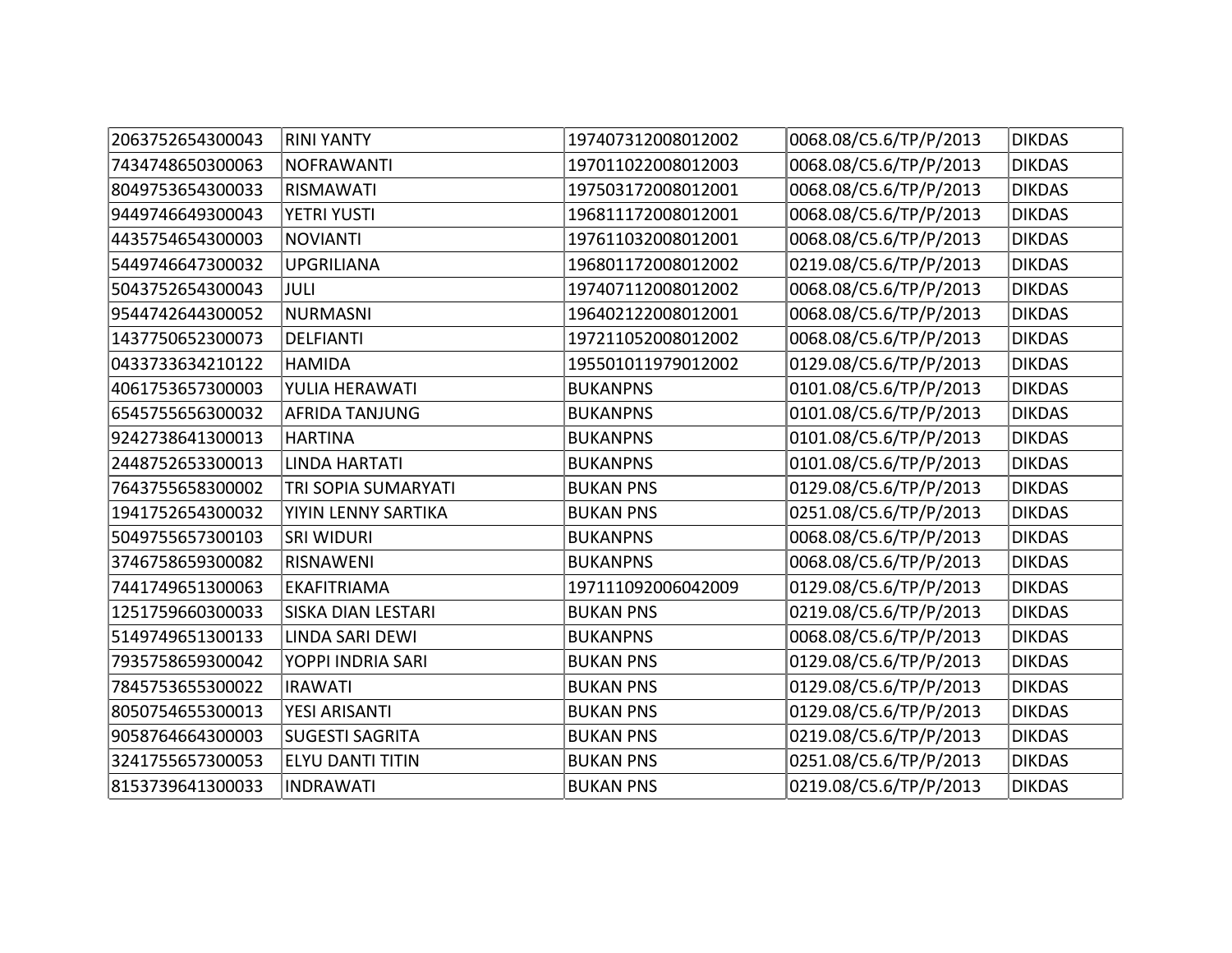| | | | | |
|---|---|---|---|---|
| 2063752654300043 | RINI YANTY | 197407312008012002 | 0068.08/C5.6/TP/P/2013 | DIKDAS |
| 7434748650300063 | NOFRAWANTI | 197011022008012003 | 0068.08/C5.6/TP/P/2013 | DIKDAS |
| 8049753654300033 | RISMAWATI | 197503172008012001 | 0068.08/C5.6/TP/P/2013 | DIKDAS |
| 9449746649300043 | YETRI YUSTI | 196811172008012001 | 0068.08/C5.6/TP/P/2013 | DIKDAS |
| 4435754654300003 | NOVIANTI | 197611032008012001 | 0068.08/C5.6/TP/P/2013 | DIKDAS |
| 5449746647300032 | UPGRILIANA | 196801172008012002 | 0219.08/C5.6/TP/P/2013 | DIKDAS |
| 5043752654300043 | JULI | 197407112008012002 | 0068.08/C5.6/TP/P/2013 | DIKDAS |
| 9544742644300052 | NURMASNI | 196402122008012001 | 0068.08/C5.6/TP/P/2013 | DIKDAS |
| 1437750652300073 | DELFIANTI | 197211052008012002 | 0068.08/C5.6/TP/P/2013 | DIKDAS |
| 0433733634210122 | HAMIDA | 195501011979012002 | 0129.08/C5.6/TP/P/2013 | DIKDAS |
| 4061753657300003 | YULIA HERAWATI | BUKANPNS | 0101.08/C5.6/TP/P/2013 | DIKDAS |
| 6545755656300032 | AFRIDA TANJUNG | BUKANPNS | 0101.08/C5.6/TP/P/2013 | DIKDAS |
| 9242738641300013 | HARTINA | BUKANPNS | 0101.08/C5.6/TP/P/2013 | DIKDAS |
| 2448752653300013 | LINDA HARTATI | BUKANPNS | 0101.08/C5.6/TP/P/2013 | DIKDAS |
| 7643755658300002 | TRI SOPIA SUMARYATI | BUKAN PNS | 0129.08/C5.6/TP/P/2013 | DIKDAS |
| 1941752654300032 | YIYIN LENNY SARTIKA | BUKAN PNS | 0251.08/C5.6/TP/P/2013 | DIKDAS |
| 5049755657300103 | SRI WIDURI | BUKANPNS | 0068.08/C5.6/TP/P/2013 | DIKDAS |
| 3746758659300082 | RISNAWENI | BUKANPNS | 0068.08/C5.6/TP/P/2013 | DIKDAS |
| 7441749651300063 | EKAFITRIAMA | 197111092006042009 | 0129.08/C5.6/TP/P/2013 | DIKDAS |
| 1251759660300033 | SISKA DIAN LESTARI | BUKAN PNS | 0219.08/C5.6/TP/P/2013 | DIKDAS |
| 5149749651300133 | LINDA SARI DEWI | BUKANPNS | 0068.08/C5.6/TP/P/2013 | DIKDAS |
| 7935758659300042 | YOPPI INDRIA SARI | BUKAN PNS | 0129.08/C5.6/TP/P/2013 | DIKDAS |
| 7845753655300022 | IRAWATI | BUKAN PNS | 0129.08/C5.6/TP/P/2013 | DIKDAS |
| 8050754655300013 | YESI ARISANTI | BUKAN PNS | 0129.08/C5.6/TP/P/2013 | DIKDAS |
| 9058764664300003 | SUGESTI SAGRITA | BUKAN PNS | 0219.08/C5.6/TP/P/2013 | DIKDAS |
| 3241755657300053 | ELYU DANTI TITIN | BUKAN PNS | 0251.08/C5.6/TP/P/2013 | DIKDAS |
| 8153739641300033 | INDRAWATI | BUKAN PNS | 0219.08/C5.6/TP/P/2013 | DIKDAS |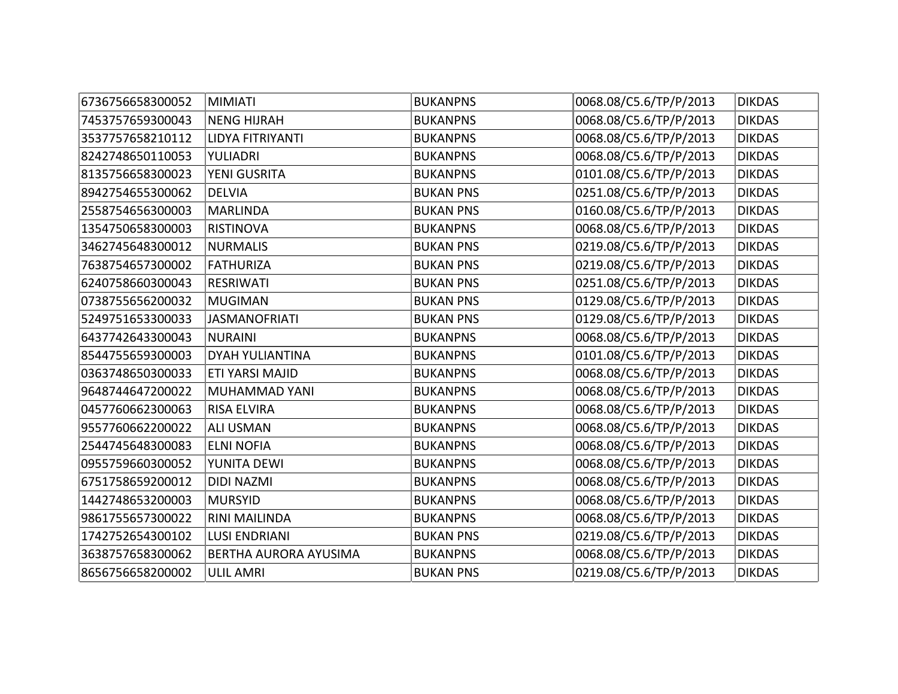| | | | | |
|---|---|---|---|---|
| 6736756658300052 | MIMIATI | BUKANPNS | 0068.08/C5.6/TP/P/2013 | DIKDAS |
| 7453757659300043 | NENG HIJRAH | BUKANPNS | 0068.08/C5.6/TP/P/2013 | DIKDAS |
| 3537757658210112 | LIDYA FITRIYANTI | BUKANPNS | 0068.08/C5.6/TP/P/2013 | DIKDAS |
| 8242748650110053 | YULIADRI | BUKANPNS | 0068.08/C5.6/TP/P/2013 | DIKDAS |
| 8135756658300023 | YENI GUSRITA | BUKANPNS | 0101.08/C5.6/TP/P/2013 | DIKDAS |
| 8942754655300062 | DELVIA | BUKAN PNS | 0251.08/C5.6/TP/P/2013 | DIKDAS |
| 2558754656300003 | MARLINDA | BUKAN PNS | 0160.08/C5.6/TP/P/2013 | DIKDAS |
| 1354750658300003 | RISTINOVA | BUKANPNS | 0068.08/C5.6/TP/P/2013 | DIKDAS |
| 3462745648300012 | NURMALIS | BUKAN PNS | 0219.08/C5.6/TP/P/2013 | DIKDAS |
| 7638754657300002 | FATHURIZA | BUKAN PNS | 0219.08/C5.6/TP/P/2013 | DIKDAS |
| 6240758660300043 | RESRIWATI | BUKAN PNS | 0251.08/C5.6/TP/P/2013 | DIKDAS |
| 0738755656200032 | MUGIMAN | BUKAN PNS | 0129.08/C5.6/TP/P/2013 | DIKDAS |
| 5249751653300033 | JASMANOFRIATI | BUKAN PNS | 0129.08/C5.6/TP/P/2013 | DIKDAS |
| 6437742643300043 | NURAINI | BUKANPNS | 0068.08/C5.6/TP/P/2013 | DIKDAS |
| 8544755659300003 | DYAH YULIANTINA | BUKANPNS | 0101.08/C5.6/TP/P/2013 | DIKDAS |
| 0363748650300033 | ETI YARSI MAJID | BUKANPNS | 0068.08/C5.6/TP/P/2013 | DIKDAS |
| 9648744647200022 | MUHAMMAD YANI | BUKANPNS | 0068.08/C5.6/TP/P/2013 | DIKDAS |
| 0457760662300063 | RISA ELVIRA | BUKANPNS | 0068.08/C5.6/TP/P/2013 | DIKDAS |
| 9557760662200022 | ALI USMAN | BUKANPNS | 0068.08/C5.6/TP/P/2013 | DIKDAS |
| 2544745648300083 | ELNI NOFIA | BUKANPNS | 0068.08/C5.6/TP/P/2013 | DIKDAS |
| 0955759660300052 | YUNITA DEWI | BUKANPNS | 0068.08/C5.6/TP/P/2013 | DIKDAS |
| 6751758659200012 | DIDI NAZMI | BUKANPNS | 0068.08/C5.6/TP/P/2013 | DIKDAS |
| 1442748653200003 | MURSYID | BUKANPNS | 0068.08/C5.6/TP/P/2013 | DIKDAS |
| 9861755657300022 | RINI MAILINDA | BUKANPNS | 0068.08/C5.6/TP/P/2013 | DIKDAS |
| 1742752654300102 | LUSI ENDRIANI | BUKAN PNS | 0219.08/C5.6/TP/P/2013 | DIKDAS |
| 3638757658300062 | BERTHA AURORA AYUSIMA | BUKANPNS | 0068.08/C5.6/TP/P/2013 | DIKDAS |
| 8656756658200002 | ULIL AMRI | BUKAN PNS | 0219.08/C5.6/TP/P/2013 | DIKDAS |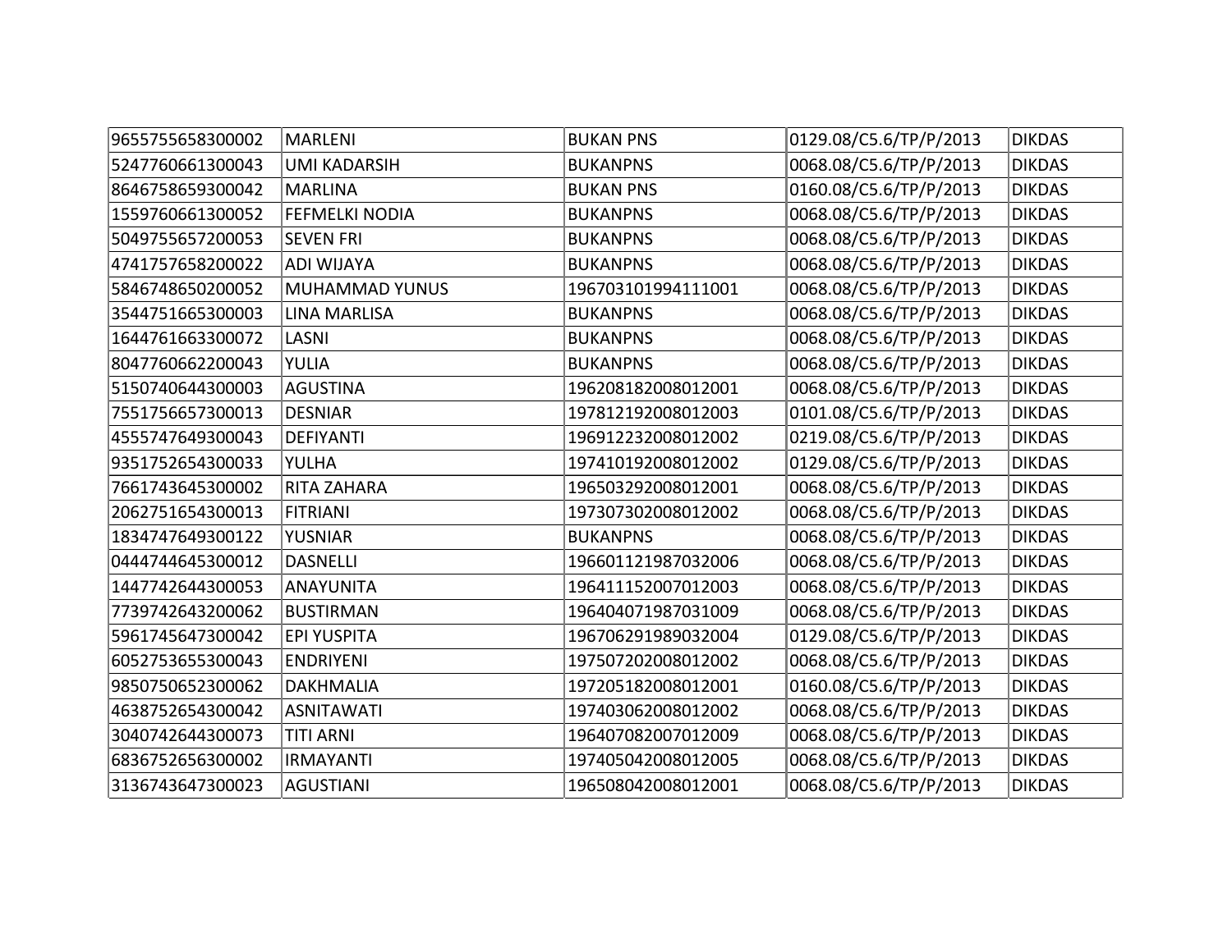| | | | | |
|---|---|---|---|---|
| 9655755658300002 | MARLENI | BUKAN PNS | 0129.08/C5.6/TP/P/2013 | DIKDAS |
| 5247760661300043 | UMI KADARSIH | BUKANPNS | 0068.08/C5.6/TP/P/2013 | DIKDAS |
| 8646758659300042 | MARLINA | BUKAN PNS | 0160.08/C5.6/TP/P/2013 | DIKDAS |
| 1559760661300052 | FEFMELKI NODIA | BUKANPNS | 0068.08/C5.6/TP/P/2013 | DIKDAS |
| 5049755657200053 | SEVEN FRI | BUKANPNS | 0068.08/C5.6/TP/P/2013 | DIKDAS |
| 4741757658200022 | ADI WIJAYA | BUKANPNS | 0068.08/C5.6/TP/P/2013 | DIKDAS |
| 5846748650200052 | MUHAMMAD YUNUS | 196703101994111001 | 0068.08/C5.6/TP/P/2013 | DIKDAS |
| 3544751665300003 | LINA MARLISA | BUKANPNS | 0068.08/C5.6/TP/P/2013 | DIKDAS |
| 1644761663300072 | LASNI | BUKANPNS | 0068.08/C5.6/TP/P/2013 | DIKDAS |
| 8047760662200043 | YULIA | BUKANPNS | 0068.08/C5.6/TP/P/2013 | DIKDAS |
| 5150740644300003 | AGUSTINA | 196208182008012001 | 0068.08/C5.6/TP/P/2013 | DIKDAS |
| 7551756657300013 | DESNIAR | 197812192008012003 | 0101.08/C5.6/TP/P/2013 | DIKDAS |
| 4555747649300043 | DEFIYANTI | 196912232008012002 | 0219.08/C5.6/TP/P/2013 | DIKDAS |
| 9351752654300033 | YULHA | 197410192008012002 | 0129.08/C5.6/TP/P/2013 | DIKDAS |
| 7661743645300002 | RITA ZAHARA | 196503292008012001 | 0068.08/C5.6/TP/P/2013 | DIKDAS |
| 2062751654300013 | FITRIANI | 197307302008012002 | 0068.08/C5.6/TP/P/2013 | DIKDAS |
| 1834747649300122 | YUSNIAR | BUKANPNS | 0068.08/C5.6/TP/P/2013 | DIKDAS |
| 0444744645300012 | DASNELLI | 196601121987032006 | 0068.08/C5.6/TP/P/2013 | DIKDAS |
| 1447742644300053 | ANAYUNITA | 196411152007012003 | 0068.08/C5.6/TP/P/2013 | DIKDAS |
| 7739742643200062 | BUSTIRMAN | 196404071987031009 | 0068.08/C5.6/TP/P/2013 | DIKDAS |
| 5961745647300042 | EPI YUSPITA | 196706291989032004 | 0129.08/C5.6/TP/P/2013 | DIKDAS |
| 6052753655300043 | ENDRIYENI | 197507202008012002 | 0068.08/C5.6/TP/P/2013 | DIKDAS |
| 9850750652300062 | DAKHMALIA | 197205182008012001 | 0160.08/C5.6/TP/P/2013 | DIKDAS |
| 4638752654300042 | ASNITAWATI | 197403062008012002 | 0068.08/C5.6/TP/P/2013 | DIKDAS |
| 3040742644300073 | TITI ARNI | 196407082007012009 | 0068.08/C5.6/TP/P/2013 | DIKDAS |
| 6836752656300002 | IRMAYANTI | 197405042008012005 | 0068.08/C5.6/TP/P/2013 | DIKDAS |
| 3136743647300023 | AGUSTIANI | 196508042008012001 | 0068.08/C5.6/TP/P/2013 | DIKDAS |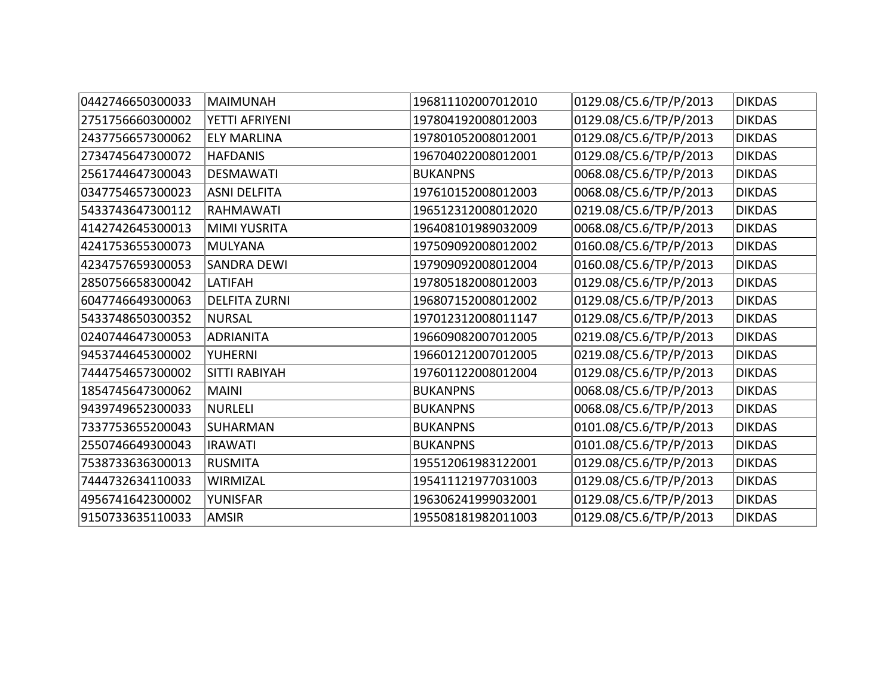| | | | | |
|---|---|---|---|---|
| 0442746650300033 | MAIMUNAH | 196811102007012010 | 0129.08/C5.6/TP/P/2013 | DIKDAS |
| 2751756660300002 | YETTI AFRIYENI | 197804192008012003 | 0129.08/C5.6/TP/P/2013 | DIKDAS |
| 2437756657300062 | ELY MARLINA | 197801052008012001 | 0129.08/C5.6/TP/P/2013 | DIKDAS |
| 2734745647300072 | HAFDANIS | 196704022008012001 | 0129.08/C5.6/TP/P/2013 | DIKDAS |
| 2561744647300043 | DESMAWATI | BUKANPNS | 0068.08/C5.6/TP/P/2013 | DIKDAS |
| 0347754657300023 | ASNI DELFITA | 197610152008012003 | 0068.08/C5.6/TP/P/2013 | DIKDAS |
| 5433743647300112 | RAHMAWATI | 196512312008012020 | 0219.08/C5.6/TP/P/2013 | DIKDAS |
| 4142742645300013 | MIMI YUSRITA | 196408101989032009 | 0068.08/C5.6/TP/P/2013 | DIKDAS |
| 4241753655300073 | MULYANA | 197509092008012002 | 0160.08/C5.6/TP/P/2013 | DIKDAS |
| 4234757659300053 | SANDRA DEWI | 197909092008012004 | 0160.08/C5.6/TP/P/2013 | DIKDAS |
| 2850756658300042 | LATIFAH | 197805182008012003 | 0129.08/C5.6/TP/P/2013 | DIKDAS |
| 6047746649300063 | DELFITA ZURNI | 196807152008012002 | 0129.08/C5.6/TP/P/2013 | DIKDAS |
| 5433748650300352 | NURSAL | 197012312008011147 | 0129.08/C5.6/TP/P/2013 | DIKDAS |
| 0240744647300053 | ADRIANITA | 196609082007012005 | 0219.08/C5.6/TP/P/2013 | DIKDAS |
| 9453744645300002 | YUHERNI | 196601212007012005 | 0219.08/C5.6/TP/P/2013 | DIKDAS |
| 7444754657300002 | SITTI RABIYAH | 197601122008012004 | 0129.08/C5.6/TP/P/2013 | DIKDAS |
| 1854745647300062 | MAINI | BUKANPNS | 0068.08/C5.6/TP/P/2013 | DIKDAS |
| 9439749652300033 | NURLELI | BUKANPNS | 0068.08/C5.6/TP/P/2013 | DIKDAS |
| 7337753655200043 | SUHARMAN | BUKANPNS | 0101.08/C5.6/TP/P/2013 | DIKDAS |
| 2550746649300043 | IRAWATI | BUKANPNS | 0101.08/C5.6/TP/P/2013 | DIKDAS |
| 7538733636300013 | RUSMITA | 195512061983122001 | 0129.08/C5.6/TP/P/2013 | DIKDAS |
| 7444732634110033 | WIRMIZAL | 195411121977031003 | 0129.08/C5.6/TP/P/2013 | DIKDAS |
| 4956741642300002 | YUNISFAR | 196306241999032001 | 0129.08/C5.6/TP/P/2013 | DIKDAS |
| 9150733635110033 | AMSIR | 195508181982011003 | 0129.08/C5.6/TP/P/2013 | DIKDAS |